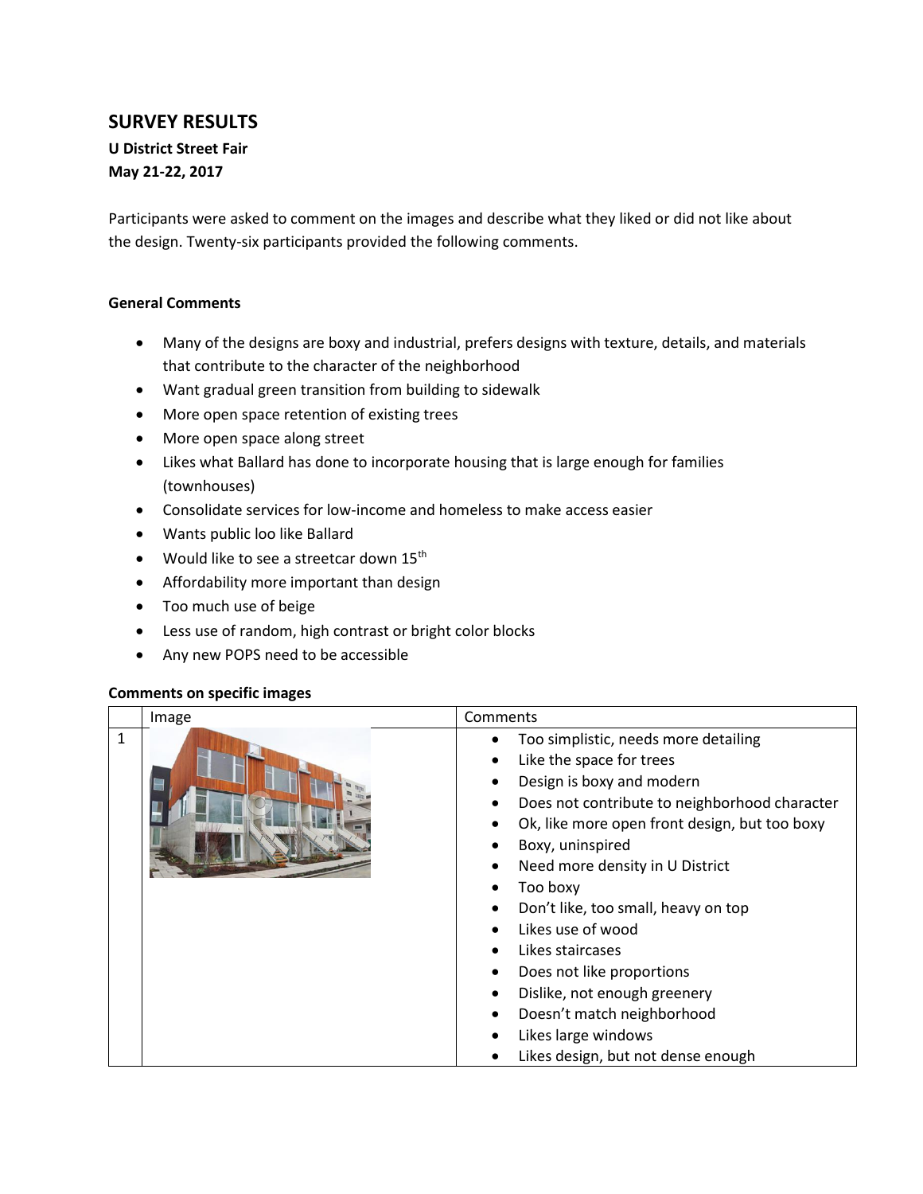## SURVEY RESULTS

**U District Street Fair**
**May 21-22, 2017**

Participants were asked to comment on the images and describe what they liked or did not like about the design. Twenty-six participants provided the following comments.

### General Comments

- Many of the designs are boxy and industrial, prefers designs with texture, details, and materials that contribute to the character of the neighborhood
- Want gradual green transition from building to sidewalk
- More open space retention of existing trees
- More open space along street
- Likes what Ballard has done to incorporate housing that is large enough for families (townhouses)
- Consolidate services for low-income and homeless to make access easier
- Wants public loo like Ballard
- Would like to see a streetcar down 15th
- Affordability more important than design
- Too much use of beige
- Less use of random, high contrast or bright color blocks
- Any new POPS need to be accessible

### Comments on specific images

| | Image | Comments |
|---|---|---|
| 1 | | • Too simplistic, needs more detailing<br>• Like the space for trees<br>• Design is boxy and modern<br>• Does not contribute to neighborhood character<br>• Ok, like more open front design, but too boxy<br>• Boxy, uninspired<br>• Need more density in U District<br>• Too boxy<br>• Don't like, too small, heavy on top<br>• Likes use of wood<br>• Likes staircases<br>• Does not like proportions<br>• Dislike, not enough greenery<br>• Doesn't match neighborhood<br>• Likes large windows<br>• Likes design, but not dense enough |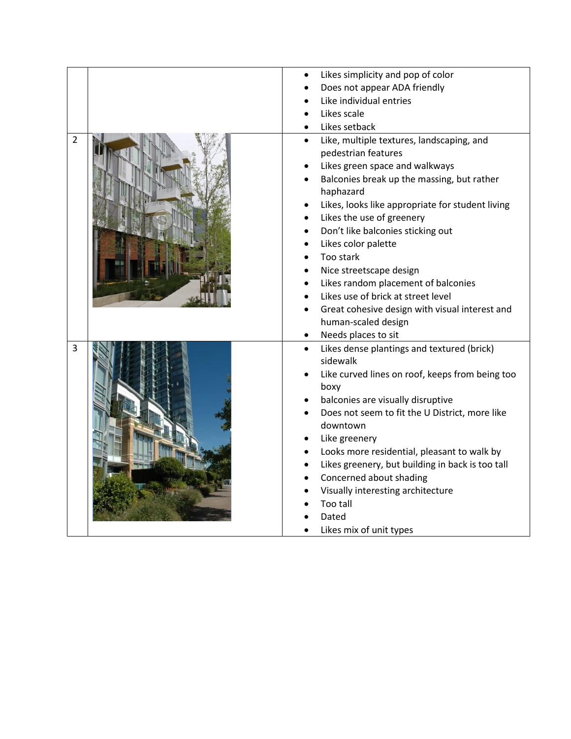| | | |
|---|---|---|
| | | <ul><li>Likes simplicity and pop of color</li><li>Does not appear ADA friendly</li><li>Like individual entries</li><li>Likes scale</li><li>Likes setback</li></ul> |
| 2 | | <ul><li>Like, multiple textures, landscaping, and pedestrian features</li><li>Likes green space and walkways</li><li>Balconies break up the massing, but rather haphazard</li><li>Likes, looks like appropriate for student living</li><li>Likes the use of greenery</li><li>Don't like balconies sticking out</li><li>Likes color palette</li><li>Too stark</li><li>Nice streetscape design</li><li>Likes random placement of balconies</li><li>Likes use of brick at street level</li><li>Great cohesive design with visual interest and human-scaled design</li><li>Needs places to sit</li></ul> |
| 3 | | <ul><li>Likes dense plantings and textured (brick) sidewalk</li><li>Like curved lines on roof, keeps from being too boxy</li><li>balconies are visually disruptive</li><li>Does not seem to fit the U District, more like downtown</li><li>Like greenery</li><li>Looks more residential, pleasant to walk by</li><li>Likes greenery, but building in back is too tall</li><li>Concerned about shading</li><li>Visually interesting architecture</li><li>Too tall</li><li>Dated</li><li>Likes mix of unit types</li></ul> |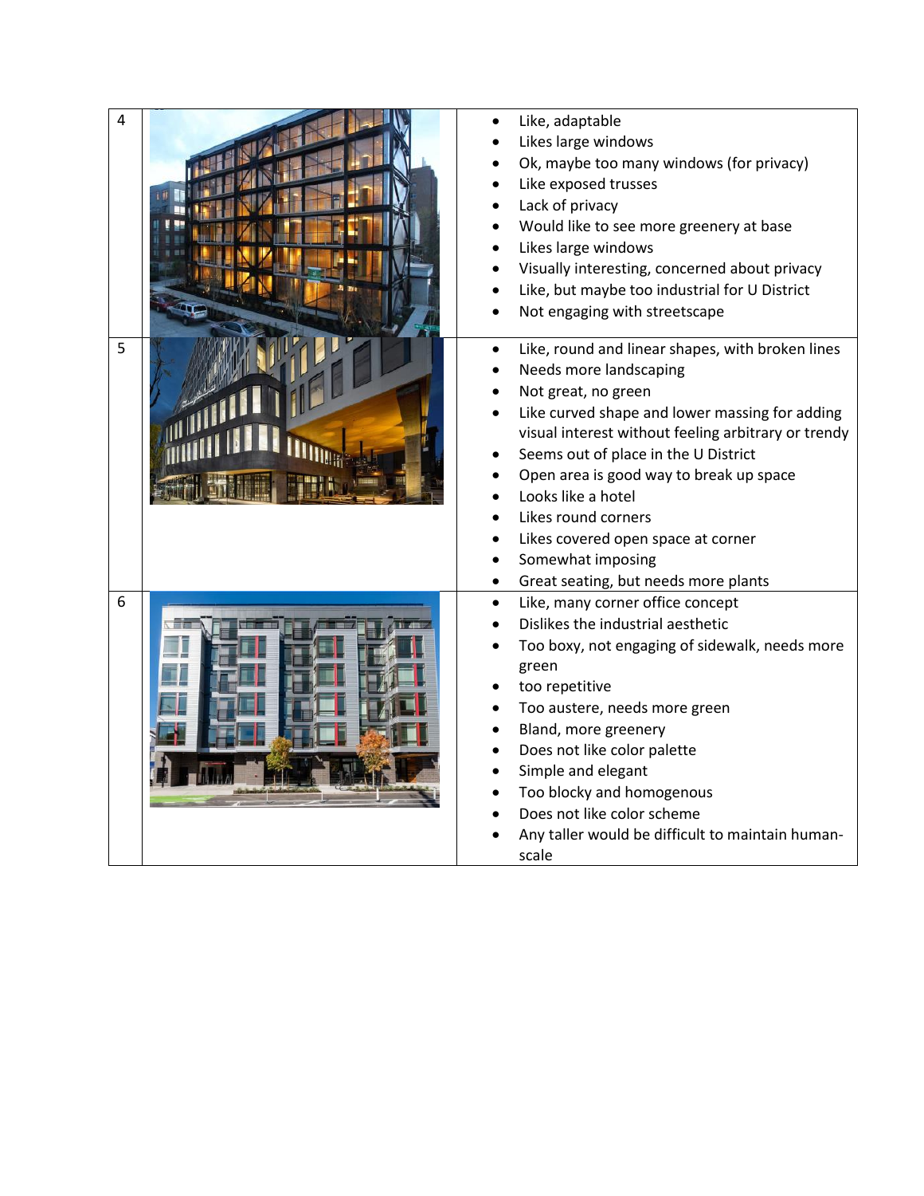| | | |
|---|---|---|
| 4 | | <ul><li>Like, adaptable</li><li>Likes large windows</li><li>Ok, maybe too many windows (for privacy)</li><li>Like exposed trusses</li><li>Lack of privacy</li><li>Would like to see more greenery at base</li><li>Likes large windows</li><li>Visually interesting, concerned about privacy</li><li>Like, but maybe too industrial for U District</li><li>Not engaging with streetscape</li></ul> |
| 5 | | <ul><li>Like, round and linear shapes, with broken lines</li><li>Needs more landscaping</li><li>Not great, no green</li><li>Like curved shape and lower massing for adding visual interest without feeling arbitrary or trendy</li><li>Seems out of place in the U District</li><li>Open area is good way to break up space</li><li>Looks like a hotel</li><li>Likes round corners</li><li>Likes covered open space at corner</li><li>Somewhat imposing</li><li>Great seating, but needs more plants</li></ul> |
| 6 | | <ul><li>Like, many corner office concept</li><li>Dislikes the industrial aesthetic</li><li>Too boxy, not engaging of sidewalk, needs more green</li><li>too repetitive</li><li>Too austere, needs more green</li><li>Bland, more greenery</li><li>Does not like color palette</li><li>Simple and elegant</li><li>Too blocky and homogenous</li><li>Does not like color scheme</li><li>Any taller would be difficult to maintain human-scale</li></ul> |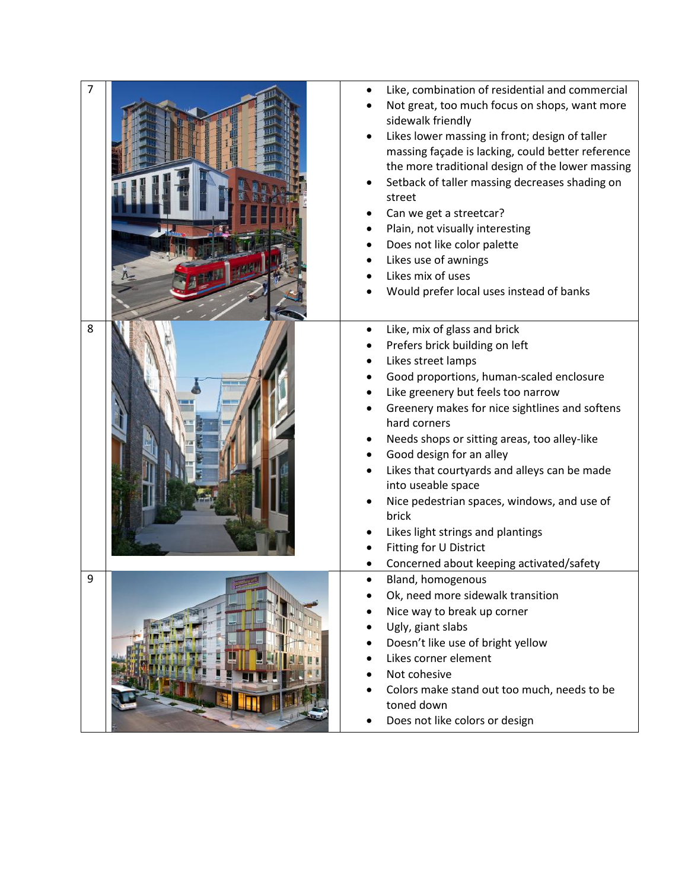| # | Image | Comments |
|---|---|---|
| 7 | | • Like, combination of residential and commercial<br>• Not great, too much focus on shops, want more sidewalk friendly<br>• Likes lower massing in front; design of taller massing façade is lacking, could better reference the more traditional design of the lower massing<br>• Setback of taller massing decreases shading on street<br>• Can we get a streetcar?<br>• Plain, not visually interesting<br>• Does not like color palette<br>• Likes use of awnings<br>• Likes mix of uses<br>• Would prefer local uses instead of banks |
| 8 | | • Like, mix of glass and brick<br>• Prefers brick building on left<br>• Likes street lamps<br>• Good proportions, human-scaled enclosure<br>• Like greenery but feels too narrow<br>• Greenery makes for nice sightlines and softens hard corners<br>• Needs shops or sitting areas, too alley-like<br>• Good design for an alley<br>• Likes that courtyards and alleys can be made into useable space<br>• Nice pedestrian spaces, windows, and use of brick<br>• Likes light strings and plantings<br>• Fitting for U District<br>• Concerned about keeping activated/safety |
| 9 | | • Bland, homogenous<br>• Ok, need more sidewalk transition<br>• Nice way to break up corner<br>• Ugly, giant slabs<br>• Doesn't like use of bright yellow<br>• Likes corner element<br>• Not cohesive<br>• Colors make stand out too much, needs to be toned down<br>• Does not like colors or design |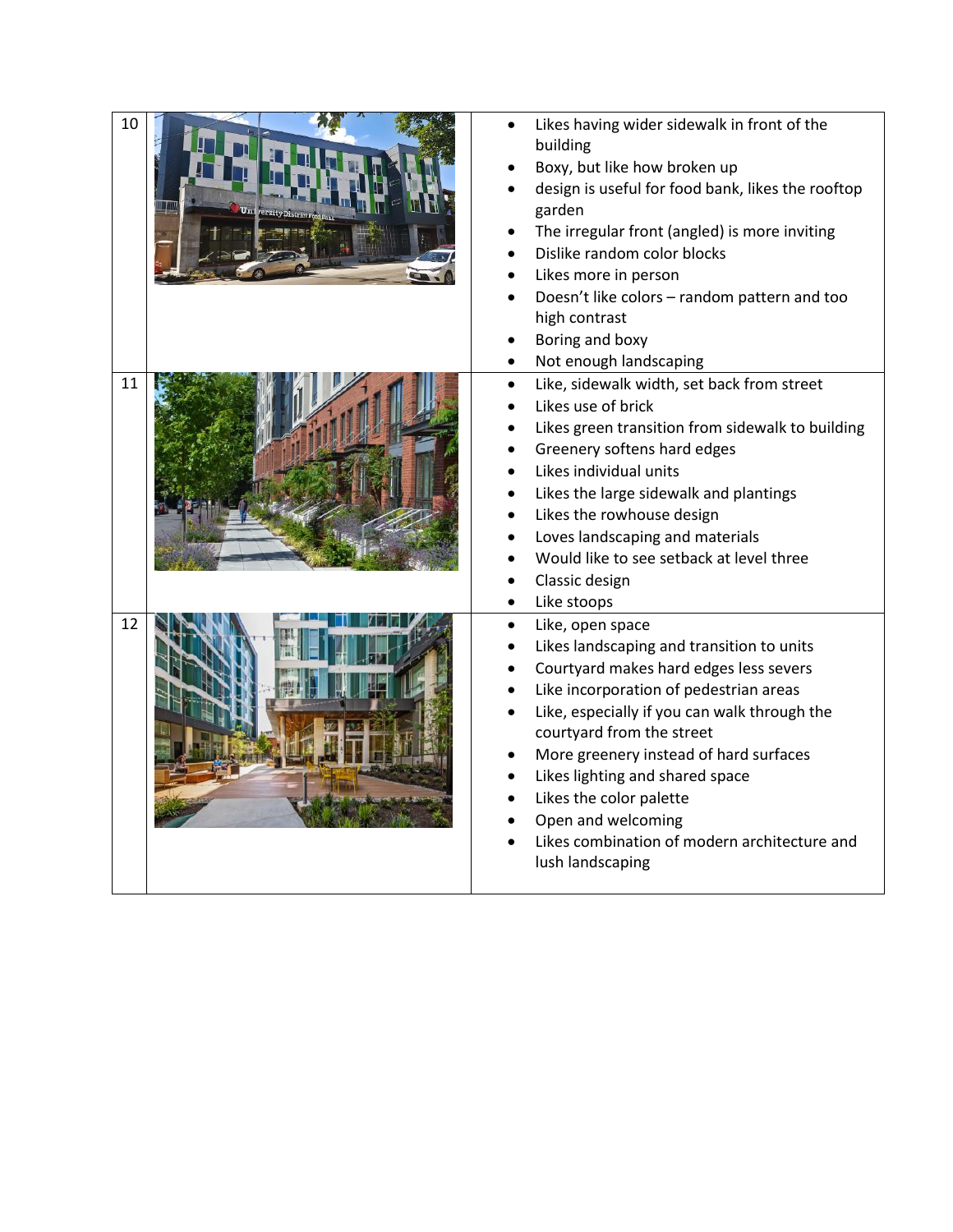| | | |
|---|---|---|
| 10 | | <ul><li>Likes having wider sidewalk in front of the building</li><li>Boxy, but like how broken up</li><li>design is useful for food bank, likes the rooftop garden</li><li>The irregular front (angled) is more inviting</li><li>Dislike random color blocks</li><li>Likes more in person</li><li>Doesn't like colors – random pattern and too high contrast</li><li>Boring and boxy</li><li>Not enough landscaping</li></ul> |
| 11 | | <ul><li>Like, sidewalk width, set back from street</li><li>Likes use of brick</li><li>Likes green transition from sidewalk to building</li><li>Greenery softens hard edges</li><li>Likes individual units</li><li>Likes the large sidewalk and plantings</li><li>Likes the rowhouse design</li><li>Loves landscaping and materials</li><li>Would like to see setback at level three</li><li>Classic design</li><li>Like stoops</li></ul> |
| 12 | | <ul><li>Like, open space</li><li>Likes landscaping and transition to units</li><li>Courtyard makes hard edges less severs</li><li>Like incorporation of pedestrian areas</li><li>Like, especially if you can walk through the courtyard from the street</li><li>More greenery instead of hard surfaces</li><li>Likes lighting and shared space</li><li>Likes the color palette</li><li>Open and welcoming</li><li>Likes combination of modern architecture and lush landscaping</li></ul> |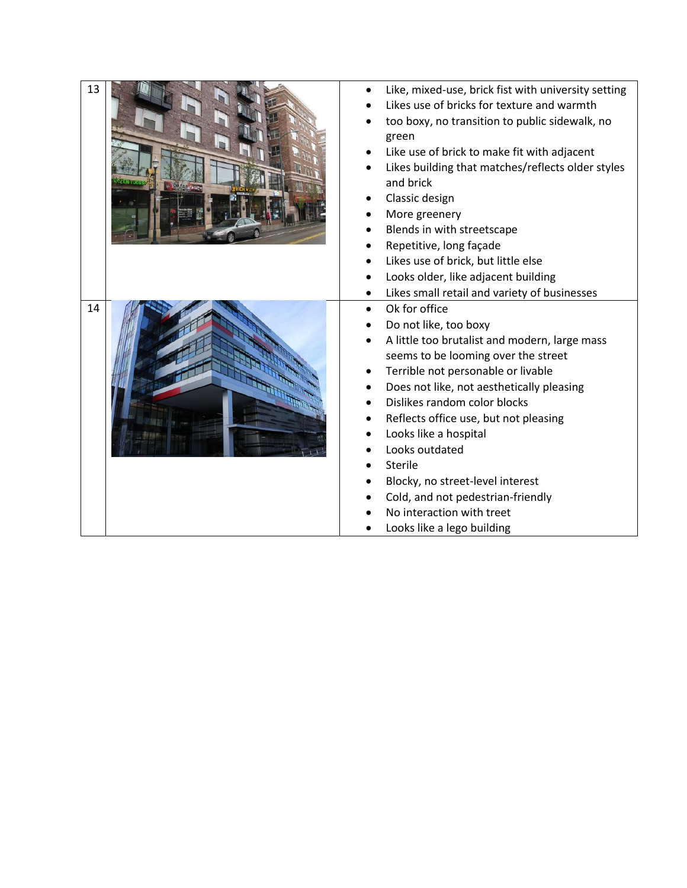| | | |
|---|---|---|
| 13 | | • Like, mixed-use, brick fist with university setting<br>• Likes use of bricks for texture and warmth<br>• too boxy, no transition to public sidewalk, no green<br>• Like use of brick to make fit with adjacent<br>• Likes building that matches/reflects older styles and brick<br>• Classic design<br>• More greenery<br>• Blends in with streetscape<br>• Repetitive, long façade<br>• Likes use of brick, but little else<br>• Looks older, like adjacent building<br>• Likes small retail and variety of businesses |
| 14 | | • Ok for office<br>• Do not like, too boxy<br>• A little too brutalist and modern, large mass seems to be looming over the street<br>• Terrible not personable or livable<br>• Does not like, not aesthetically pleasing<br>• Dislikes random color blocks<br>• Reflects office use, but not pleasing<br>• Looks like a hospital<br>• Looks outdated<br>• Sterile<br>• Blocky, no street-level interest<br>• Cold, and not pedestrian-friendly<br>• No interaction with treet<br>• Looks like a lego building |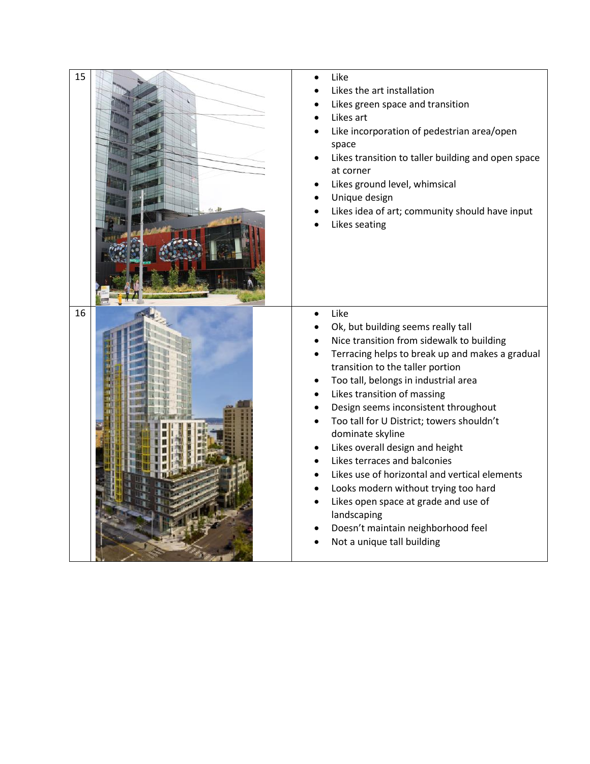| | | |
|---|---|---|
| 15 | | <ul><li>Like</li><li>Likes the art installation</li><li>Likes green space and transition</li><li>Likes art</li><li>Like incorporation of pedestrian area/open space</li><li>Likes transition to taller building and open space at corner</li><li>Likes ground level, whimsical</li><li>Unique design</li><li>Likes idea of art; community should have input</li><li>Likes seating</li></ul> |
| 16 | | <ul><li>Like</li><li>Ok, but building seems really tall</li><li>Nice transition from sidewalk to building</li><li>Terracing helps to break up and makes a gradual transition to the taller portion</li><li>Too tall, belongs in industrial area</li><li>Likes transition of massing</li><li>Design seems inconsistent throughout</li><li>Too tall for U District; towers shouldn't dominate skyline</li><li>Likes overall design and height</li><li>Likes terraces and balconies</li><li>Likes use of horizontal and vertical elements</li><li>Looks modern without trying too hard</li><li>Likes open space at grade and use of landscaping</li><li>Doesn't maintain neighborhood feel</li><li>Not a unique tall building</li></ul> |